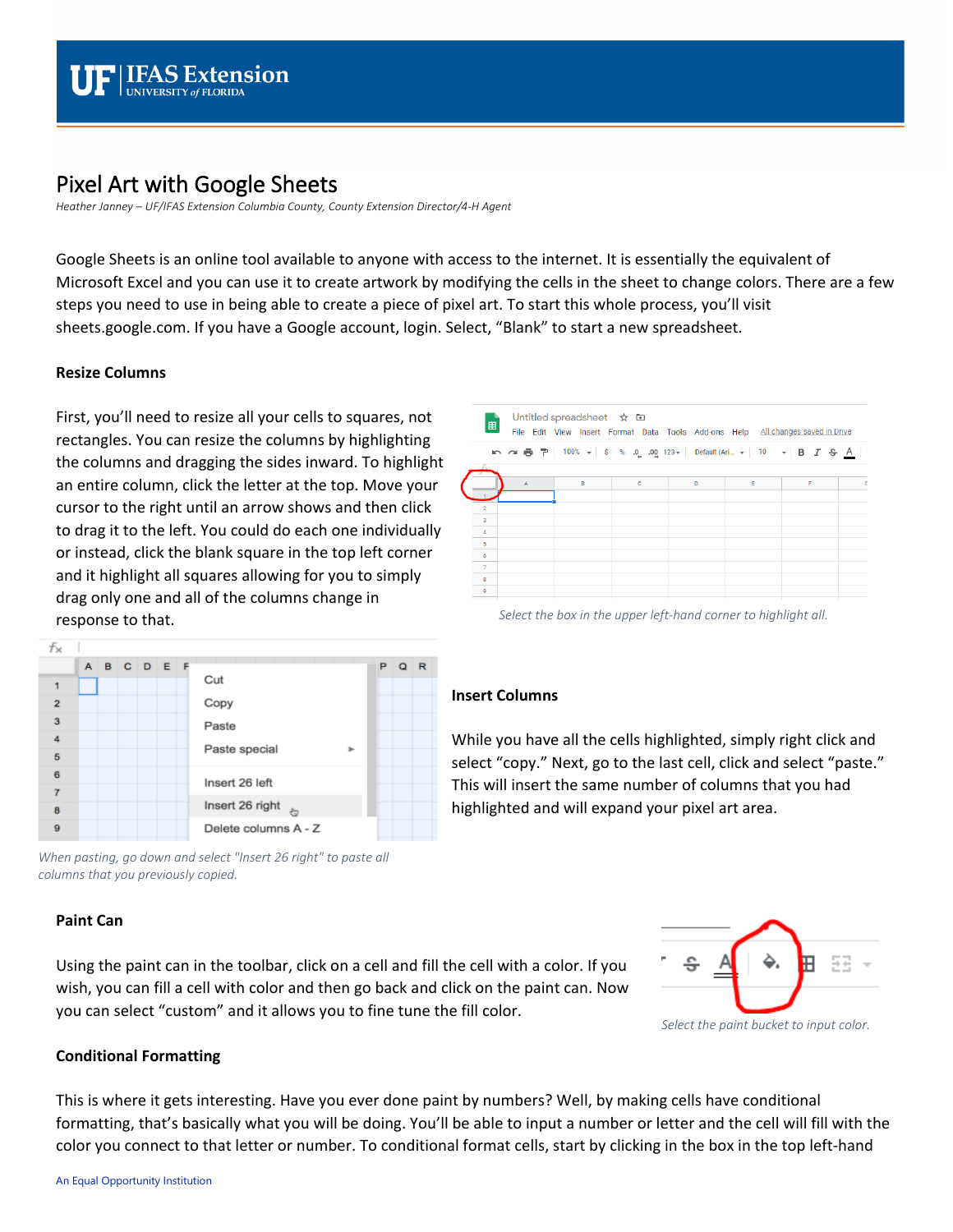# Pixel Art with Google Sheets

*Heather Janney – UF/IFAS Extension Columbia County, County Extension Director/4-H Agent*

Google Sheets is an online tool available to anyone with access to the internet. It is essentially the equivalent of Microsoft Excel and you can use it to create artwork by modifying the cells in the sheet to change colors. There are a few steps you need to use in being able to create a piece of pixel art. To start this whole process, you'll visit sheets.google.com. If you have a Google account, login. Select, "Blank" to start a new spreadsheet.

### Resize Columns

First, you'll need to resize all your cells to squares, not rectangles. You can resize the columns by highlighting the columns and dragging the sides inward. To highlight an entire column, click the letter at the top. Move your cursor to the right until an arrow shows and then click to drag it to the left. You could do each one individually or instead, click the blank square in the top left corner and it highlight all squares allowing for you to simply drag only one and all of the columns change in response to that.

*Select the box in the upper left-hand corner to highlight all.*

*When pasting, go down and select "Insert 26 right" to paste all columns that you previously copied.*

### Insert Columns

While you have all the cells highlighted, simply right click and select "copy." Next, go to the last cell, click and select "paste." This will insert the same number of columns that you had highlighted and will expand your pixel art area.

### Paint Can

Using the paint can in the toolbar, click on a cell and fill the cell with a color. If you wish, you can fill a cell with color and then go back and click on the paint can. Now you can select "custom" and it allows you to fine tune the fill color.

*Select the paint bucket to input color.*

### Conditional Formatting

This is where it gets interesting. Have you ever done paint by numbers? Well, by making cells have conditional formatting, that's basically what you will be doing. You'll be able to input a number or letter and the cell will fill with the color you connect to that letter or number. To conditional format cells, start by clicking in the box in the top left-hand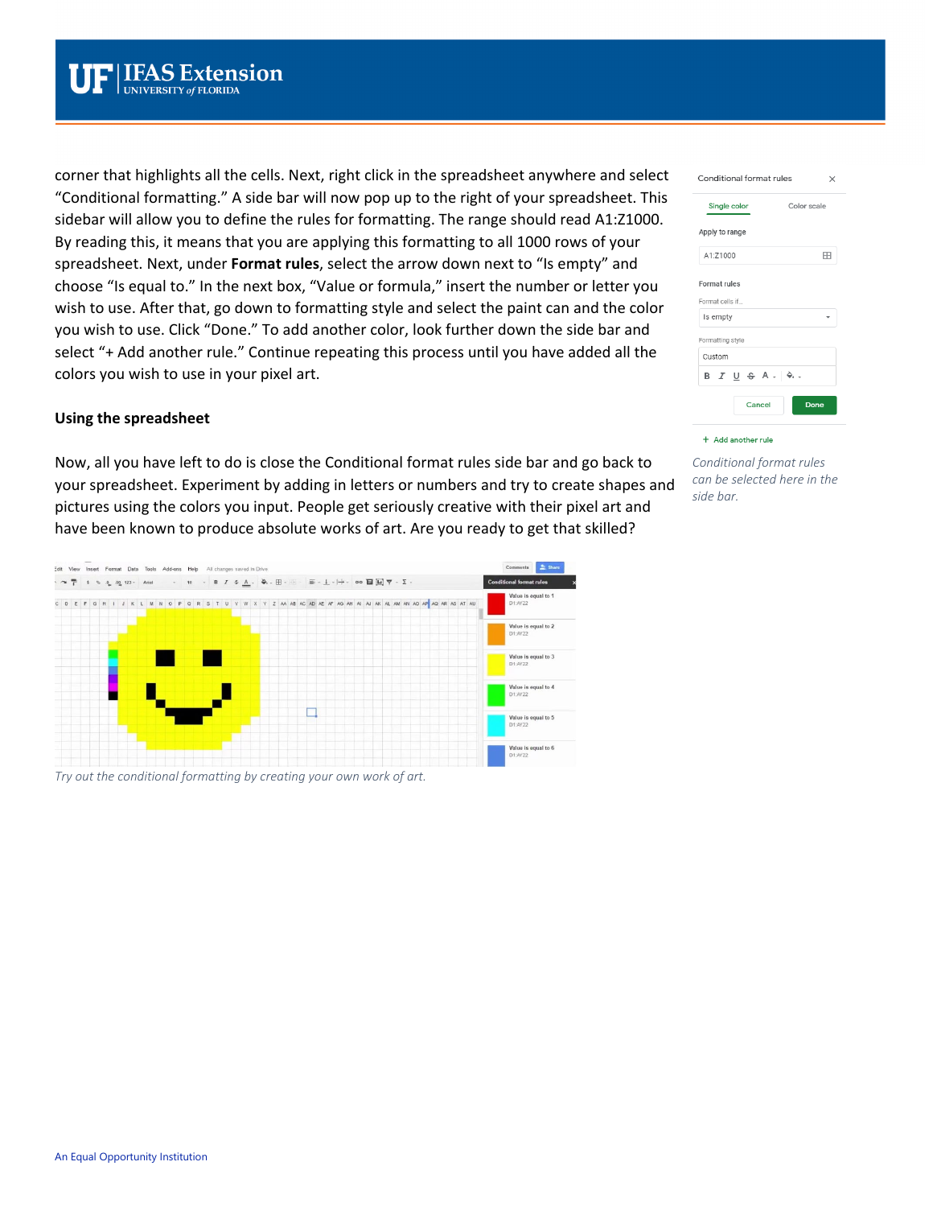corner that highlights all the cells. Next, right click in the spreadsheet anywhere and select "Conditional formatting." A side bar will now pop up to the right of your spreadsheet. This sidebar will allow you to define the rules for formatting. The range should read A1:Z1000. By reading this, it means that you are applying this formatting to all 1000 rows of your spreadsheet. Next, under **Format rules**, select the arrow down next to "Is empty" and choose "Is equal to." In the next box, "Value or formula," insert the number or letter you wish to use. After that, go down to formatting style and select the paint can and the color you wish to use. Click "Done." To add another color, look further down the side bar and select "+ Add another rule." Continue repeating this process until you have added all the colors you wish to use in your pixel art.

*Conditional format rules can be selected here in the side bar.*

### Using the spreadsheet

Now, all you have left to do is close the Conditional format rules side bar and go back to your spreadsheet. Experiment by adding in letters or numbers and try to create shapes and pictures using the colors you input. People get seriously creative with their pixel art and have been known to produce absolute works of art. Are you ready to get that skilled?

*Try out the conditional formatting by creating your own work of art.*

An Equal Opportunity Institution